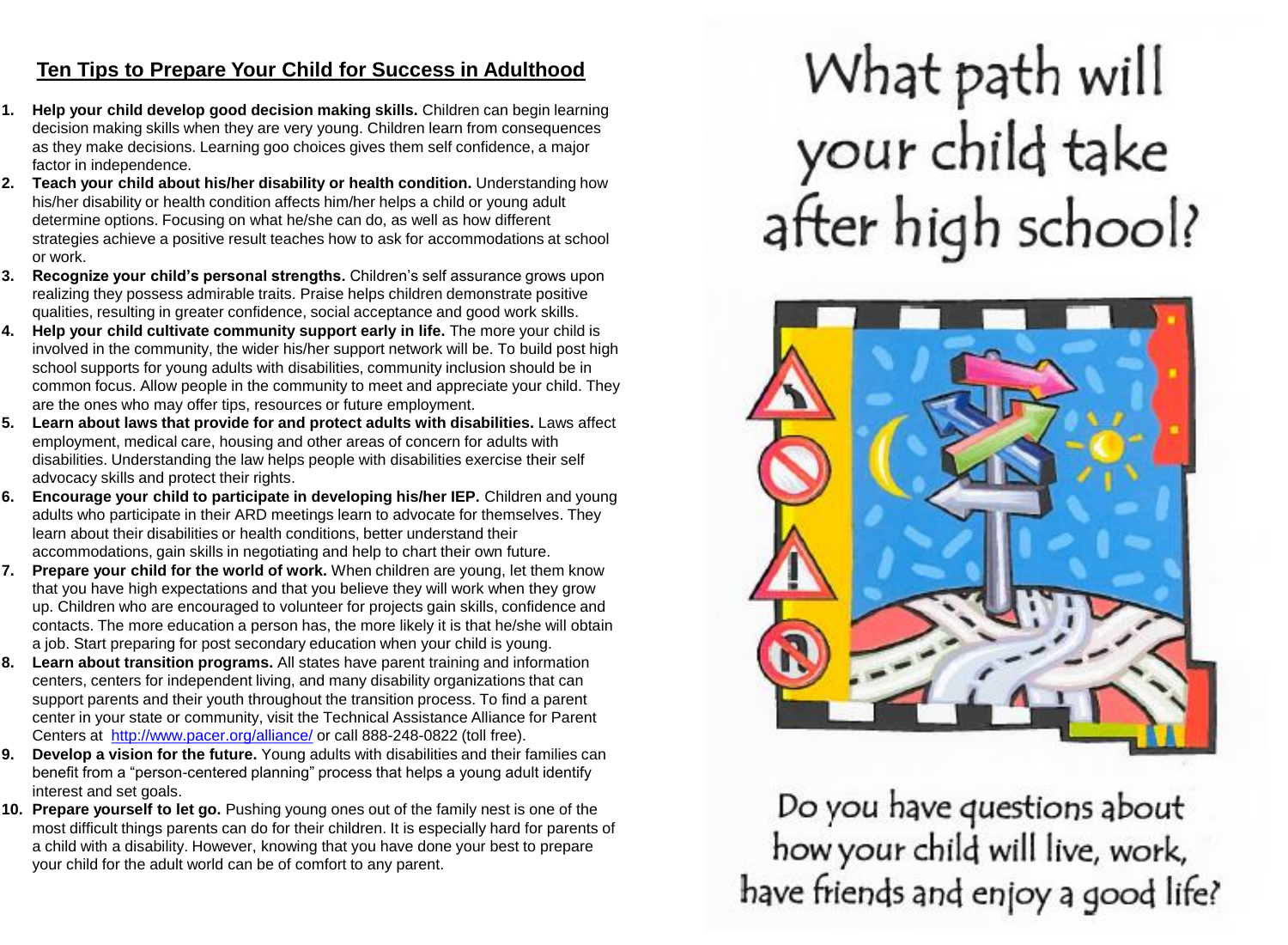## Ten Tips to Prepare Your Child for Success in Adulthood

1. **Help your child develop good decision making skills.** Children can begin learning decision making skills when they are very young. Children learn from consequences as they make decisions. Learning goo choices gives them self confidence, a major factor in independence.
2. **Teach your child about his/her disability or health condition.** Understanding how his/her disability or health condition affects him/her helps a child or young adult determine options. Focusing on what he/she can do, as well as how different strategies achieve a positive result teaches how to ask for accommodations at school or work.
3. **Recognize your child's personal strengths.** Children's self assurance grows upon realizing they possess admirable traits. Praise helps children demonstrate positive qualities, resulting in greater confidence, social acceptance and good work skills.
4. **Help your child cultivate community support early in life.** The more your child is involved in the community, the wider his/her support network will be. To build post high school supports for young adults with disabilities, community inclusion should be in common focus. Allow people in the community to meet and appreciate your child. They are the ones who may offer tips, resources or future employment.
5. **Learn about laws that provide for and protect adults with disabilities.** Laws affect employment, medical care, housing and other areas of concern for adults with disabilities. Understanding the law helps people with disabilities exercise their self advocacy skills and protect their rights.
6. **Encourage your child to participate in developing his/her IEP.** Children and young adults who participate in their ARD meetings learn to advocate for themselves. They learn about their disabilities or health conditions, better understand their accommodations, gain skills in negotiating and help to chart their own future.
7. **Prepare your child for the world of work.** When children are young, let them know that you have high expectations and that you believe they will work when they grow up. Children who are encouraged to volunteer for projects gain skills, confidence and contacts. The more education a person has, the more likely it is that he/she will obtain a job. Start preparing for post secondary education when your child is young.
8. **Learn about transition programs.** All states have parent training and information centers, centers for independent living, and many disability organizations that can support parents and their youth throughout the transition process. To find a parent center in your state or community, visit the Technical Assistance Alliance for Parent Centers at http://www.pacer.org/alliance/ or call 888-248-0822 (toll free).
9. **Develop a vision for the future.** Young adults with disabilities and their families can benefit from a "person-centered planning" process that helps a young adult identify interest and set goals.
10. **Prepare yourself to let go.** Pushing young ones out of the family nest is one of the most difficult things parents can do for their children. It is especially hard for parents of a child with a disability. However, knowing that you have done your best to prepare your child for the adult world can be of comfort to any parent.

# What path will your child take after high school?

Do you have questions about how your child will live, work, have friends and enjoy a good life?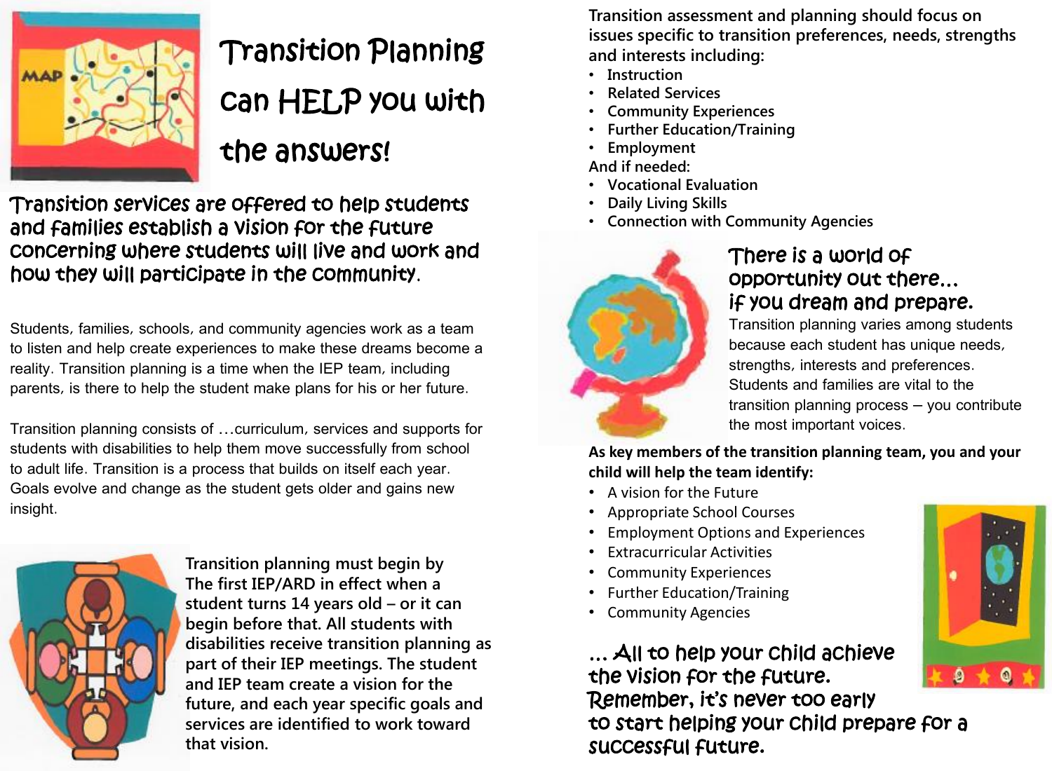# Transition Planning can HELP you with the answers!

**Transition services are offered to help students and families establish a vision for the future concerning where students will live and work and how they will participate in the community.**

Students, families, schools, and community agencies work as a team to listen and help create experiences to make these dreams become a reality. Transition planning is a time when the IEP team, including parents, is there to help the student make plans for his or her future.

Transition planning consists of …curriculum, services and supports for students with disabilities to help them move successfully from school to adult life. Transition is a process that builds on itself each year. Goals evolve and change as the student gets older and gains new insight.

**Transition planning must begin by The first IEP/ARD in effect when a student turns 14 years old – or it can begin before that. All students with disabilities receive transition planning as part of their IEP meetings. The student and IEP team create a vision for the future, and each year specific goals and services are identified to work toward that vision.**

**Transition assessment and planning should focus on issues specific to transition preferences, needs, strengths and interests including:**

- Instruction
- Related Services
- Community Experiences
- Further Education/Training
- Employment

And if needed:

- Vocational Evaluation
- Daily Living Skills
- Connection with Community Agencies

## There is a world of opportunity out there… if you dream and prepare.

Transition planning varies among students because each student has unique needs, strengths, interests and preferences. Students and families are vital to the transition planning process – you contribute the most important voices.

**As key members of the transition planning team, you and your child will help the team identify:**

- A vision for the Future
- Appropriate School Courses
- Employment Options and Experiences
- Extracurricular Activities
- Community Experiences
- Further Education/Training
- Community Agencies

**… All to help your child achieve the vision for the future. Remember, it's never too early to start helping your child prepare for a successful future.**